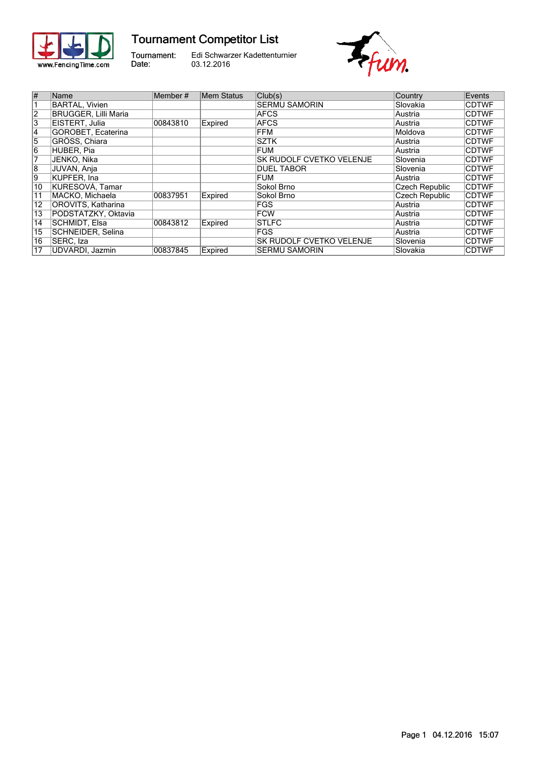# Tournament Competitor List

Tournament: Edi Schwarzer Kadettenturnier
Date: 03.12.2016

| # | Name | Member # | Mem Status | Club(s) | Country | Events |
|---|---|---|---|---|---|---|
| 1 | BARTAL, Vivien | | | SERMU SAMORIN | Slovakia | CDTWF |
| 2 | BRUGGER, Lilli Maria | | | AFCS | Austria | CDTWF |
| 3 | EISTERT, Julia | 00843810 | Expired | AFCS | Austria | CDTWF |
| 4 | GOROBET, Ecaterina | | | FFM | Moldova | CDTWF |
| 5 | GRÖSS, Chiara | | | SZTK | Austria | CDTWF |
| 6 | HUBER, Pia | | | FUM | Austria | CDTWF |
| 7 | JENKO, Nika | | | SK RUDOLF CVETKO VELENJE | Slovenia | CDTWF |
| 8 | JUVAN, Anja | | | DUEL TABOR | Slovenia | CDTWF |
| 9 | KUPFER, Ina | | | FUM | Austria | CDTWF |
| 10 | KURESOVÁ, Tamar | | | Sokol Brno | Czech Republic | CDTWF |
| 11 | MACKO, Michaela | 00837951 | Expired | Sokol Brno | Czech Republic | CDTWF |
| 12 | OROVITS, Katharina | | | FGS | Austria | CDTWF |
| 13 | PODSTATZKY, Oktavia | | | FCW | Austria | CDTWF |
| 14 | SCHMIDT, Elsa | 00843812 | Expired | STLFC | Austria | CDTWF |
| 15 | SCHNEIDER, Selina | | | FGS | Austria | CDTWF |
| 16 | SERC, Iza | | | SK RUDOLF CVETKO VELENJE | Slovenia | CDTWF |
| 17 | UDVARDI, Jazmin | 00837845 | Expired | SERMU SAMORIN | Slovakia | CDTWF |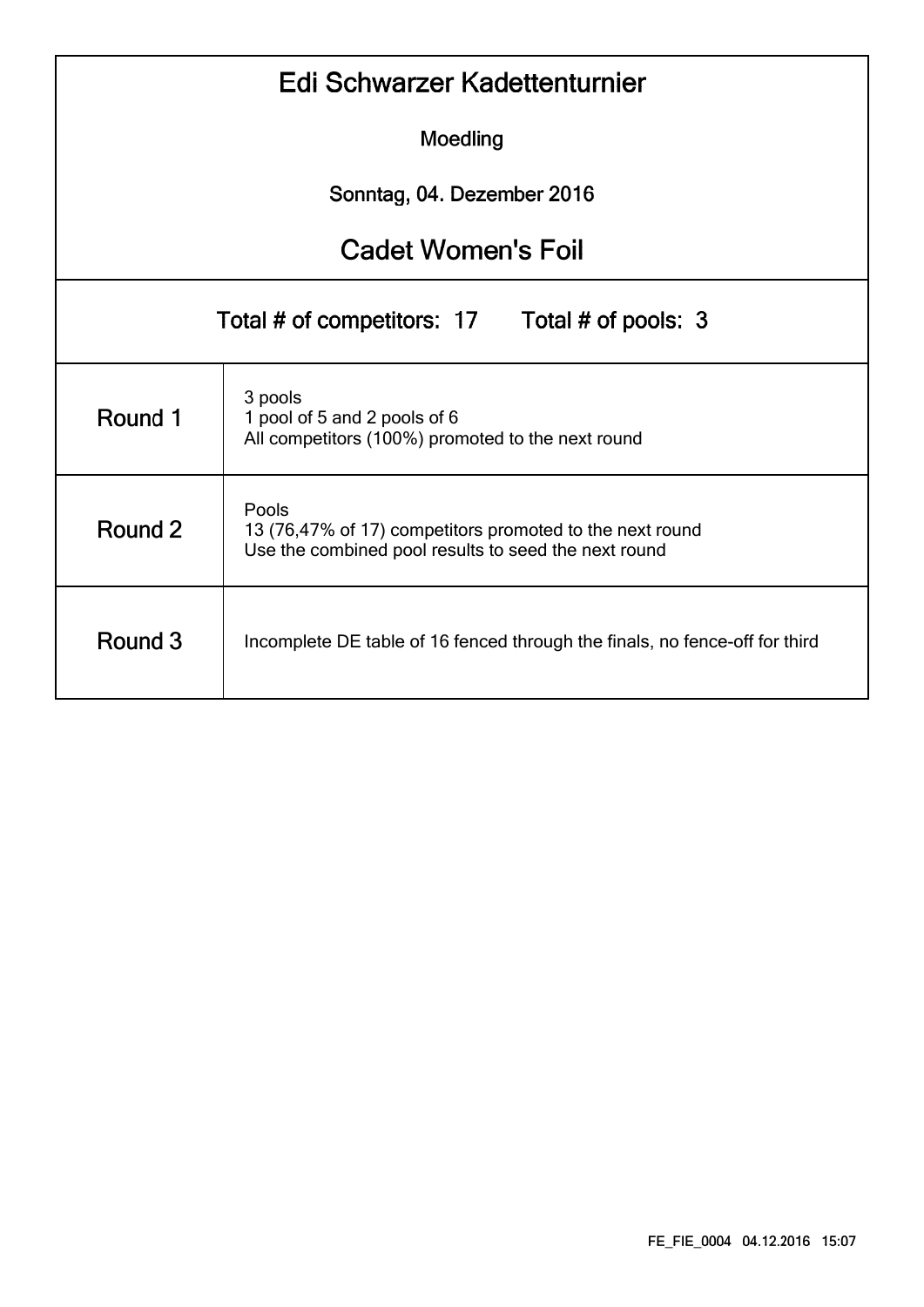# Edi Schwarzer Kadettenturnier

Moedling

Sonntag, 04. Dezember 2016

## Cadet Women's Foil

Total # of competitors: 17 Total # of pools: 3

| | |
|---|---|
| Round 1 | 3 pools<br>1 pool of 5 and 2 pools of 6<br>All competitors (100%) promoted to the next round |
| Round 2 | Pools<br>13 (76,47% of 17) competitors promoted to the next round<br>Use the combined pool results to seed the next round |
| Round 3 | Incomplete DE table of 16 fenced through the finals, no fence-off for third |

FE_FIE_0004 04.12.2016 15:07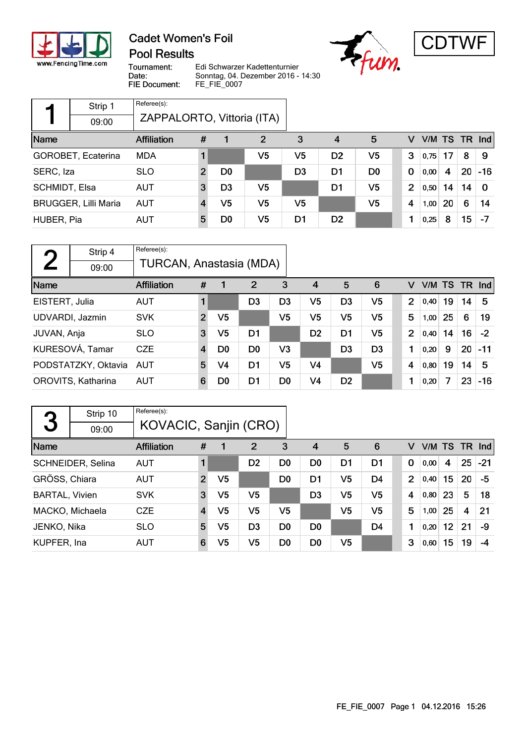# Cadet Women's Foil

## Pool Results

Tournament: Edi Schwarzer Kadettenturnier
Date: Sonntag, 04. Dezember 2016 - 14:30
FIE Document: FE_FIE_0007

CDTWF

### Pool 1 — Strip 1 — 09:00

Referee(s): ZAPPALORTO, Vittoria (ITA)

| Name | Affiliation | # | 1 | 2 | 3 | 4 | 5 | V | V/M | TS | TR | Ind |
|---|---|---|---|---|---|---|---|---|---|---|---|---|
| GOROBET, Ecaterina | MDA | 1 | | V5 | V5 | D2 | V5 | 3 | 0,75 | 17 | 8 | 9 |
| SERC, Iza | SLO | 2 | D0 | | D3 | D1 | D0 | 0 | 0,00 | 4 | 20 | -16 |
| SCHMIDT, Elsa | AUT | 3 | D3 | V5 | | D1 | V5 | 2 | 0,50 | 14 | 14 | 0 |
| BRUGGER, Lilli Maria | AUT | 4 | V5 | V5 | V5 | | V5 | 4 | 1,00 | 20 | 6 | 14 |
| HUBER, Pia | AUT | 5 | D0 | V5 | D1 | D2 | | 1 | 0,25 | 8 | 15 | -7 |

### Pool 2 — Strip 4 — 09:00

Referee(s): TURCAN, Anastasia (MDA)

| Name | Affiliation | # | 1 | 2 | 3 | 4 | 5 | 6 | V | V/M | TS | TR | Ind |
|---|---|---|---|---|---|---|---|---|---|---|---|---|---|
| EISTERT, Julia | AUT | 1 | | D3 | D3 | V5 | D3 | V5 | 2 | 0,40 | 19 | 14 | 5 |
| UDVARDI, Jazmin | SVK | 2 | V5 | | V5 | V5 | V5 | V5 | 5 | 1,00 | 25 | 6 | 19 |
| JUVAN, Anja | SLO | 3 | V5 | D1 | | D2 | D1 | V5 | 2 | 0,40 | 14 | 16 | -2 |
| KURESOVÁ, Tamar | CZE | 4 | D0 | D0 | V3 | | D3 | D3 | 1 | 0,20 | 9 | 20 | -11 |
| PODSTATZKY, Oktavia | AUT | 5 | V4 | D1 | V5 | V4 | | V5 | 4 | 0,80 | 19 | 14 | 5 |
| OROVITS, Katharina | AUT | 6 | D0 | D1 | D0 | V4 | D2 | | 1 | 0,20 | 7 | 23 | -16 |

### Pool 3 — Strip 10 — 09:00

Referee(s): KOVACIC, Sanjin (CRO)

| Name | Affiliation | # | 1 | 2 | 3 | 4 | 5 | 6 | V | V/M | TS | TR | Ind |
|---|---|---|---|---|---|---|---|---|---|---|---|---|---|
| SCHNEIDER, Selina | AUT | 1 | | D2 | D0 | D0 | D1 | D1 | 0 | 0,00 | 4 | 25 | -21 |
| GRÖSS, Chiara | AUT | 2 | V5 | | D0 | D1 | V5 | D4 | 2 | 0,40 | 15 | 20 | -5 |
| BARTAL, Vivien | SVK | 3 | V5 | V5 | | D3 | V5 | V5 | 4 | 0,80 | 23 | 5 | 18 |
| MACKO, Michaela | CZE | 4 | V5 | V5 | V5 | | V5 | V5 | 5 | 1,00 | 25 | 4 | 21 |
| JENKO, Nika | SLO | 5 | V5 | D3 | D0 | D0 | | D4 | 1 | 0,20 | 12 | 21 | -9 |
| KUPFER, Ina | AUT | 6 | V5 | V5 | D0 | D0 | V5 | | 3 | 0,60 | 15 | 19 | -4 |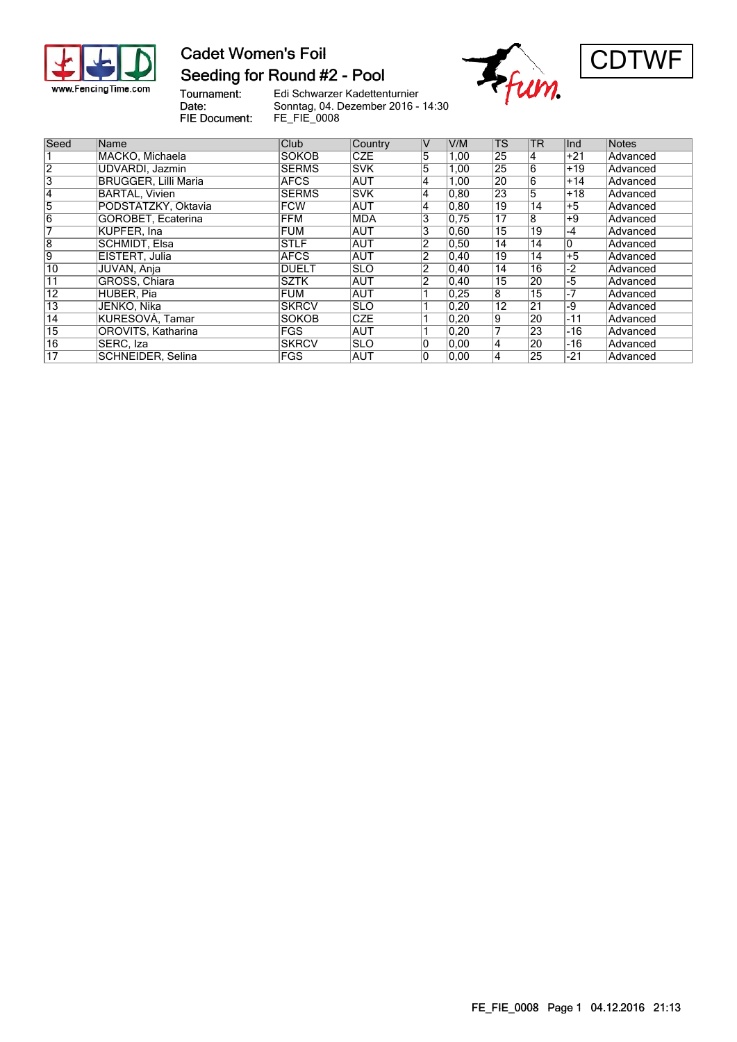# Cadet Women's Foil

## Seeding for Round #2 - Pool

CDTWF

Tournament: Edi Schwarzer Kadettenturnier
Date: Sonntag, 04. Dezember 2016 - 14:30
FIE Document: FE_FIE_0008

| Seed | Name | Club | Country | V | V/M | TS | TR | Ind | Notes |
|---|---|---|---|---|---|---|---|---|---|
| 1 | MACKO, Michaela | SOKOB | CZE | 5 | 1,00 | 25 | 4 | +21 | Advanced |
| 2 | UDVARDI, Jazmin | SERMS | SVK | 5 | 1,00 | 25 | 6 | +19 | Advanced |
| 3 | BRUGGER, Lilli Maria | AFCS | AUT | 4 | 1,00 | 20 | 6 | +14 | Advanced |
| 4 | BARTAL, Vivien | SERMS | SVK | 4 | 0,80 | 23 | 5 | +18 | Advanced |
| 5 | PODSTATZKY, Oktavia | FCW | AUT | 4 | 0,80 | 19 | 14 | +5 | Advanced |
| 6 | GOROBET, Ecaterina | FFM | MDA | 3 | 0,75 | 17 | 8 | +9 | Advanced |
| 7 | KUPFER, Ina | FUM | AUT | 3 | 0,60 | 15 | 19 | -4 | Advanced |
| 8 | SCHMIDT, Elsa | STLF | AUT | 2 | 0,50 | 14 | 14 | 0 | Advanced |
| 9 | EISTERT, Julia | AFCS | AUT | 2 | 0,40 | 19 | 14 | +5 | Advanced |
| 10 | JUVAN, Anja | DUELT | SLO | 2 | 0,40 | 14 | 16 | -2 | Advanced |
| 11 | GROSS, Chiara | SZTK | AUT | 2 | 0,40 | 15 | 20 | -5 | Advanced |
| 12 | HUBER, Pia | FUM | AUT | 1 | 0,25 | 8 | 15 | -7 | Advanced |
| 13 | JENKO, Nika | SKRCV | SLO | 1 | 0,20 | 12 | 21 | -9 | Advanced |
| 14 | KURESOVÁ, Tamar | SOKOB | CZE | 1 | 0,20 | 9 | 20 | -11 | Advanced |
| 15 | OROVITS, Katharina | FGS | AUT | 1 | 0,20 | 7 | 23 | -16 | Advanced |
| 16 | SERC, Iza | SKRCV | SLO | 0 | 0,00 | 4 | 20 | -16 | Advanced |
| 17 | SCHNEIDER, Selina | FGS | AUT | 0 | 0,00 | 4 | 25 | -21 | Advanced |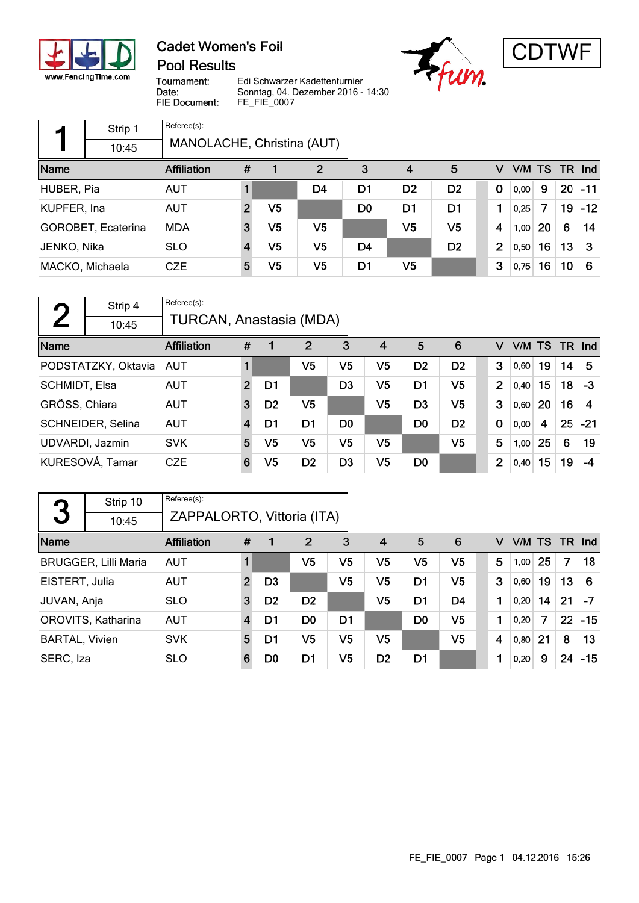# Cadet Women's Foil

## Pool Results

CDTWF

Tournament: Edi Schwarzer Kadettenturnier
Date: Sonntag, 04. Dezember 2016 - 14:30
FIE Document: FE_FIE_0007

### Pool 1

Strip 1 — 10:45

Referee(s): MANOLACHE, Christina (AUT)

| Name | Affiliation | # | 1 | 2 | 3 | 4 | 5 | V | V/M | TS | TR | Ind |
|---|---|---|---|---|---|---|---|---|---|---|---|---|
| HUBER, Pia | AUT | 1 | | D4 | D1 | D2 | D2 | 0 | 0,00 | 9 | 20 | -11 |
| KUPFER, Ina | AUT | 2 | V5 | | D0 | D1 | D1 | 1 | 0,25 | 7 | 19 | -12 |
| GOROBET, Ecaterina | MDA | 3 | V5 | V5 | | V5 | V5 | 4 | 1,00 | 20 | 6 | 14 |
| JENKO, Nika | SLO | 4 | V5 | V5 | D4 | | D2 | 2 | 0,50 | 16 | 13 | 3 |
| MACKO, Michaela | CZE | 5 | V5 | V5 | D1 | V5 | | 3 | 0,75 | 16 | 10 | 6 |

### Pool 2

Strip 4 — 10:45

Referee(s): TURCAN, Anastasia (MDA)

| Name | Affiliation | # | 1 | 2 | 3 | 4 | 5 | 6 | V | V/M | TS | TR | Ind |
|---|---|---|---|---|---|---|---|---|---|---|---|---|---|
| PODSTATZKY, Oktavia | AUT | 1 | | V5 | V5 | V5 | D2 | D2 | 3 | 0,60 | 19 | 14 | 5 |
| SCHMIDT, Elsa | AUT | 2 | D1 | | D3 | V5 | D1 | V5 | 2 | 0,40 | 15 | 18 | -3 |
| GRÖSS, Chiara | AUT | 3 | D2 | V5 | | V5 | D3 | V5 | 3 | 0,60 | 20 | 16 | 4 |
| SCHNEIDER, Selina | AUT | 4 | D1 | D1 | D0 | | D0 | D2 | 0 | 0,00 | 4 | 25 | -21 |
| UDVARDI, Jazmin | SVK | 5 | V5 | V5 | V5 | V5 | | V5 | 5 | 1,00 | 25 | 6 | 19 |
| KURESOVÁ, Tamar | CZE | 6 | V5 | D2 | D3 | V5 | D0 | | 2 | 0,40 | 15 | 19 | -4 |

### Pool 3

Strip 10 — 10:45

Referee(s): ZAPPALORTO, Vittoria (ITA)

| Name | Affiliation | # | 1 | 2 | 3 | 4 | 5 | 6 | V | V/M | TS | TR | Ind |
|---|---|---|---|---|---|---|---|---|---|---|---|---|---|
| BRUGGER, Lilli Maria | AUT | 1 | | V5 | V5 | V5 | V5 | V5 | 5 | 1,00 | 25 | 7 | 18 |
| EISTERT, Julia | AUT | 2 | D3 | | V5 | V5 | D1 | V5 | 3 | 0,60 | 19 | 13 | 6 |
| JUVAN, Anja | SLO | 3 | D2 | D2 | | V5 | D1 | D4 | 1 | 0,20 | 14 | 21 | -7 |
| OROVITS, Katharina | AUT | 4 | D1 | D0 | D1 | | D0 | V5 | 1 | 0,20 | 7 | 22 | -15 |
| BARTAL, Vivien | SVK | 5 | D1 | V5 | V5 | V5 | | V5 | 4 | 0,80 | 21 | 8 | 13 |
| SERC, Iza | SLO | 6 | D0 | D1 | V5 | D2 | D1 | | 1 | 0,20 | 9 | 24 | -15 |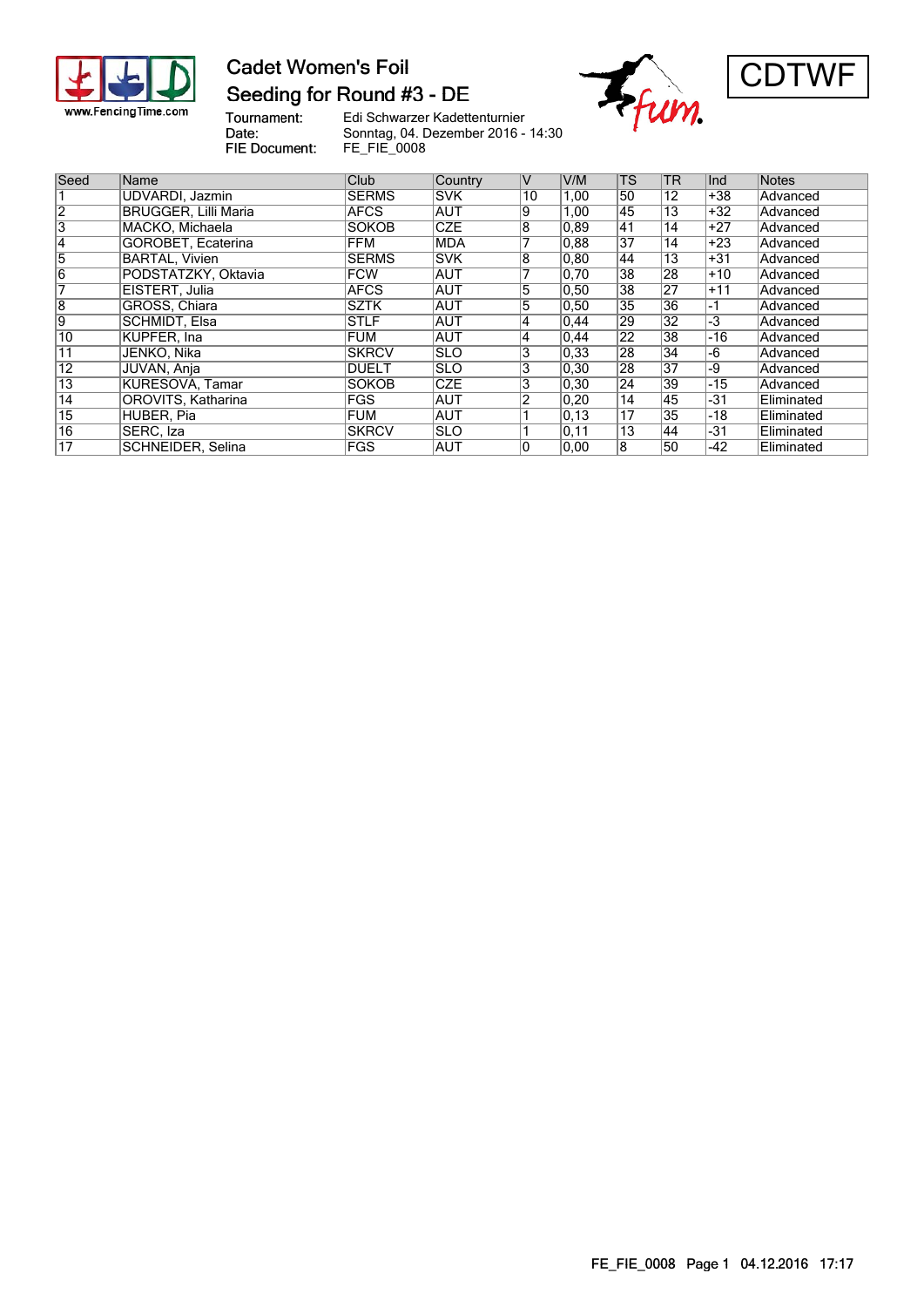# Cadet Women's Foil

## Seeding for Round #3 - DE

CDTWF

Tournament: Edi Schwarzer Kadettenturnier
Date: Sonntag, 04. Dezember 2016 - 14:30
FIE Document: FE_FIE_0008

| Seed | Name | Club | Country | V | V/M | TS | TR | Ind | Notes |
|---|---|---|---|---|---|---|---|---|---|
| 1 | UDVARDI, Jazmin | SERMS | SVK | 10 | 1,00 | 50 | 12 | +38 | Advanced |
| 2 | BRUGGER, Lilli Maria | AFCS | AUT | 9 | 1,00 | 45 | 13 | +32 | Advanced |
| 3 | MACKO, Michaela | SOKOB | CZE | 8 | 0,89 | 41 | 14 | +27 | Advanced |
| 4 | GOROBET, Ecaterina | FFM | MDA | 7 | 0,88 | 37 | 14 | +23 | Advanced |
| 5 | BARTAL, Vivien | SERMS | SVK | 8 | 0,80 | 44 | 13 | +31 | Advanced |
| 6 | PODSTATZKY, Oktavia | FCW | AUT | 7 | 0,70 | 38 | 28 | +10 | Advanced |
| 7 | EISTERT, Julia | AFCS | AUT | 5 | 0,50 | 38 | 27 | +11 | Advanced |
| 8 | GROSS, Chiara | SZTK | AUT | 5 | 0,50 | 35 | 36 | -1 | Advanced |
| 9 | SCHMIDT, Elsa | STLF | AUT | 4 | 0,44 | 29 | 32 | -3 | Advanced |
| 10 | KUPFER, Ina | FUM | AUT | 4 | 0,44 | 22 | 38 | -16 | Advanced |
| 11 | JENKO, Nika | SKRCV | SLO | 3 | 0,33 | 28 | 34 | -6 | Advanced |
| 12 | JUVAN, Anja | DUELT | SLO | 3 | 0,30 | 28 | 37 | -9 | Advanced |
| 13 | KURESOVA, Tamar | SOKOB | CZE | 3 | 0,30 | 24 | 39 | -15 | Advanced |
| 14 | OROVITS, Katharina | FGS | AUT | 2 | 0,20 | 14 | 45 | -31 | Eliminated |
| 15 | HUBER, Pia | FUM | AUT | 1 | 0,13 | 17 | 35 | -18 | Eliminated |
| 16 | SERC, Iza | SKRCV | SLO | 1 | 0,11 | 13 | 44 | -31 | Eliminated |
| 17 | SCHNEIDER, Selina | FGS | AUT | 0 | 0,00 | 8 | 50 | -42 | Eliminated |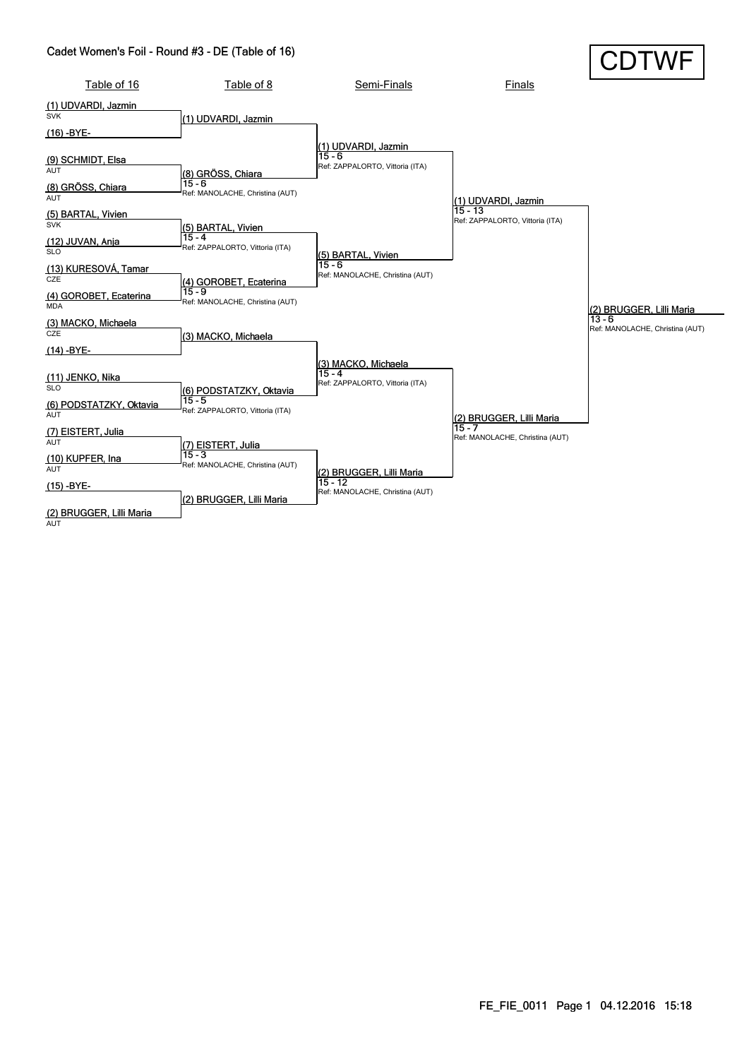# Cadet Women's Foil - Round #3 - DE (Table of 16)

CDTWF

## Table of 16

| Seed | Name | Country |
|---|---|---|
| (1) | UDVARDI, Jazmin | SVK |
| (16) | -BYE- | |
| (9) | SCHMIDT, Elsa | AUT |
| (8) | GRÖSS, Chiara | AUT |
| (5) | BARTAL, Vivien | SVK |
| (12) | JUVAN, Anja | SLO |
| (13) | KURESOVÁ, Tamar | CZE |
| (4) | GOROBET, Ecaterina | MDA |
| (3) | MACKO, Michaela | CZE |
| (14) | -BYE- | |
| (11) | JENKO, Nika | SLO |
| (6) | PODSTATZKY, Oktavia | AUT |
| (7) | EISTERT, Julia | AUT |
| (10) | KUPFER, Ina | AUT |
| (15) | -BYE- | |
| (2) | BRUGGER, Lilli Maria | AUT |

## Table of 8

| Winner | Score | Referee |
|---|---|---|
| (1) UDVARDI, Jazmin | | |
| (8) GRÖSS, Chiara | 15 - 6 | Ref: MANOLACHE, Christina (AUT) |
| (5) BARTAL, Vivien | 15 - 4 | Ref: ZAPPALORTO, Vittoria (ITA) |
| (4) GOROBET, Ecaterina | 15 - 9 | Ref: MANOLACHE, Christina (AUT) |
| (3) MACKO, Michaela | | |
| (6) PODSTATZKY, Oktavia | 15 - 5 | Ref: ZAPPALORTO, Vittoria (ITA) |
| (7) EISTERT, Julia | 15 - 3 | Ref: MANOLACHE, Christina (AUT) |
| (2) BRUGGER, Lilli Maria | | |

## Semi-Finals

| Winner | Score | Referee |
|---|---|---|
| (1) UDVARDI, Jazmin | 15 - 6 | Ref: ZAPPALORTO, Vittoria (ITA) |
| (5) BARTAL, Vivien | 15 - 6 | Ref: MANOLACHE, Christina (AUT) |
| (3) MACKO, Michaela | 15 - 4 | Ref: ZAPPALORTO, Vittoria (ITA) |
| (2) BRUGGER, Lilli Maria | 15 - 12 | Ref: MANOLACHE, Christina (AUT) |

## Finals

| Winner | Score | Referee |
|---|---|---|
| (1) UDVARDI, Jazmin | 15 - 13 | Ref: ZAPPALORTO, Vittoria (ITA) |
| (2) BRUGGER, Lilli Maria | 15 - 7 | Ref: MANOLACHE, Christina (AUT) |

## Winner

| Winner | Score | Referee |
|---|---|---|
| (2) BRUGGER, Lilli Maria | 13 - 6 | Ref: MANOLACHE, Christina (AUT) |

FE_FIE_0011 Page 1 04.12.2016 15:18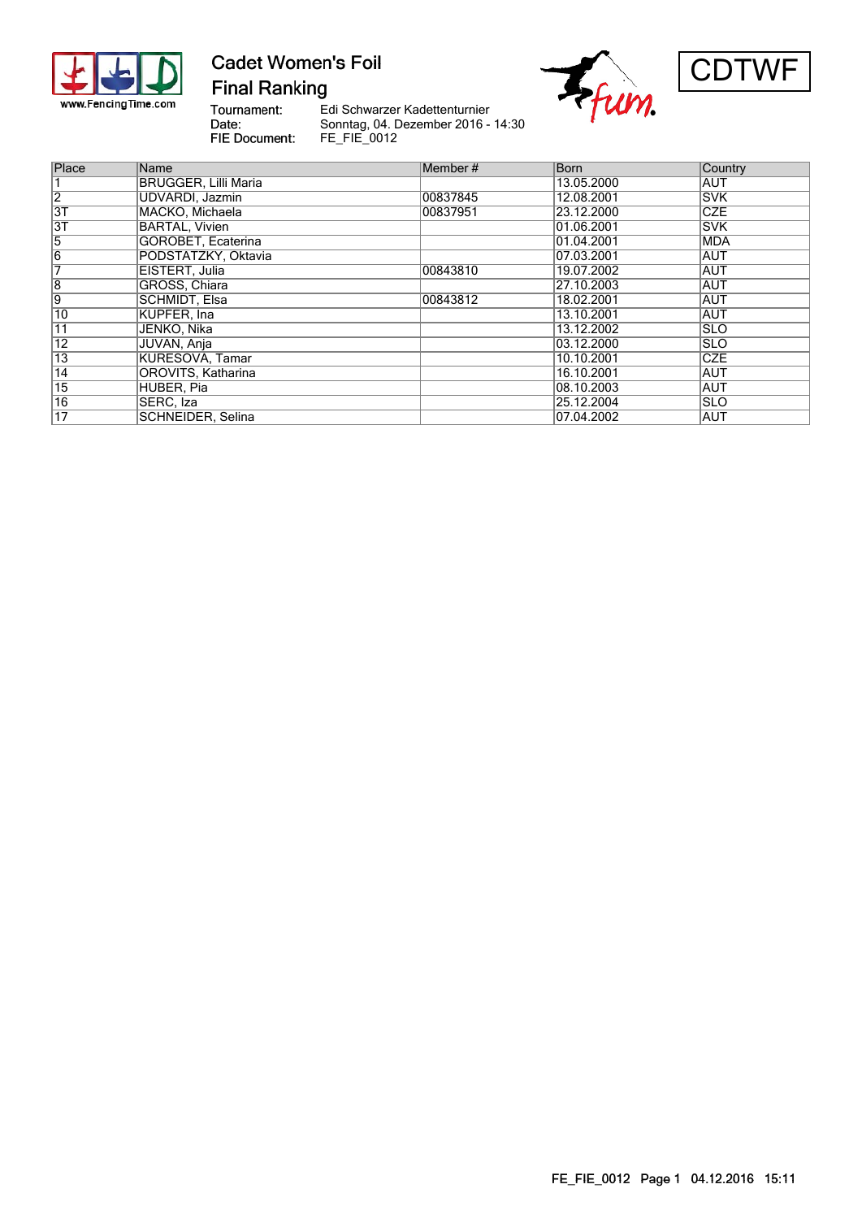# Cadet Women's Foil

## Final Ranking

CDTWF

Tournament: Edi Schwarzer Kadettenturnier
Date: Sonntag, 04. Dezember 2016 - 14:30
FIE Document: FE_FIE_0012

| Place | Name | Member # | Born | Country |
|---|---|---|---|---|
| 1 | BRUGGER, Lilli Maria | | 13.05.2000 | AUT |
| 2 | UDVARDI, Jazmin | 00837845 | 12.08.2001 | SVK |
| 3T | MACKO, Michaela | 00837951 | 23.12.2000 | CZE |
| 3T | BARTAL, Vivien | | 01.06.2001 | SVK |
| 5 | GOROBET, Ecaterina | | 01.04.2001 | MDA |
| 6 | PODSTATZKY, Oktavia | | 07.03.2001 | AUT |
| 7 | EISTERT, Julia | 00843810 | 19.07.2002 | AUT |
| 8 | GROSS, Chiara | | 27.10.2003 | AUT |
| 9 | SCHMIDT, Elsa | 00843812 | 18.02.2001 | AUT |
| 10 | KUPFER, Ina | | 13.10.2001 | AUT |
| 11 | JENKO, Nika | | 13.12.2002 | SLO |
| 12 | JUVAN, Anja | | 03.12.2000 | SLO |
| 13 | KURESOVA, Tamar | | 10.10.2001 | CZE |
| 14 | OROVITS, Katharina | | 16.10.2001 | AUT |
| 15 | HUBER, Pia | | 08.10.2003 | AUT |
| 16 | SERC, Iza | | 25.12.2004 | SLO |
| 17 | SCHNEIDER, Selina | | 07.04.2002 | AUT |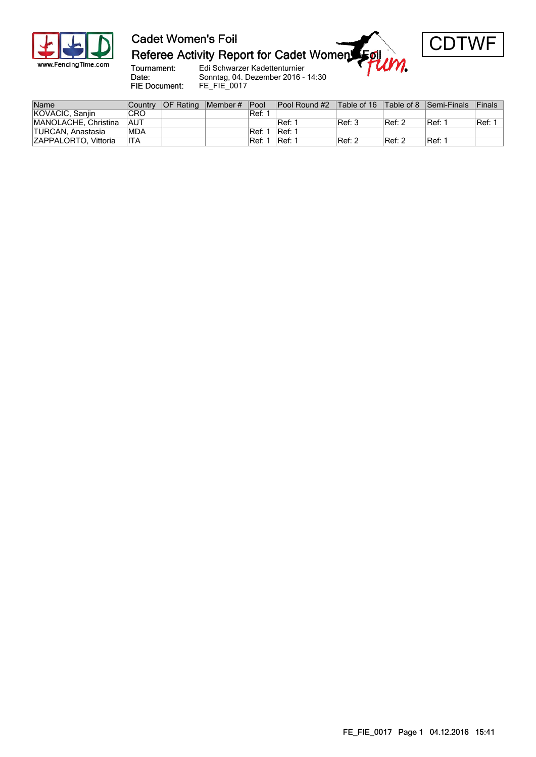# Cadet Women's Foil

## Referee Activity Report for Cadet Women's Foil

CDTWF

Tournament: Edi Schwarzer Kadettenturnier
Date: Sonntag, 04. Dezember 2016 - 14:30
FIE Document: FE_FIE_0017

| Name | Country | OF Rating | Member # | Pool | Pool Round #2 | Table of 16 | Table of 8 | Semi-Finals | Finals |
|---|---|---|---|---|---|---|---|---|---|
| KOVACIC, Sanjin | CRO | | | Ref: 1 | | | | | |
| MANOLACHE, Christina | AUT | | | | Ref: 1 | Ref: 3 | Ref: 2 | Ref: 1 | Ref: 1 |
| TURCAN, Anastasia | MDA | | | Ref: 1 | Ref: 1 | | | | |
| ZAPPALORTO, Vittoria | ITA | | | Ref: 1 | Ref: 1 | Ref: 2 | Ref: 2 | Ref: 1 | |

FE_FIE_0017 Page 1 04.12.2016 15:41